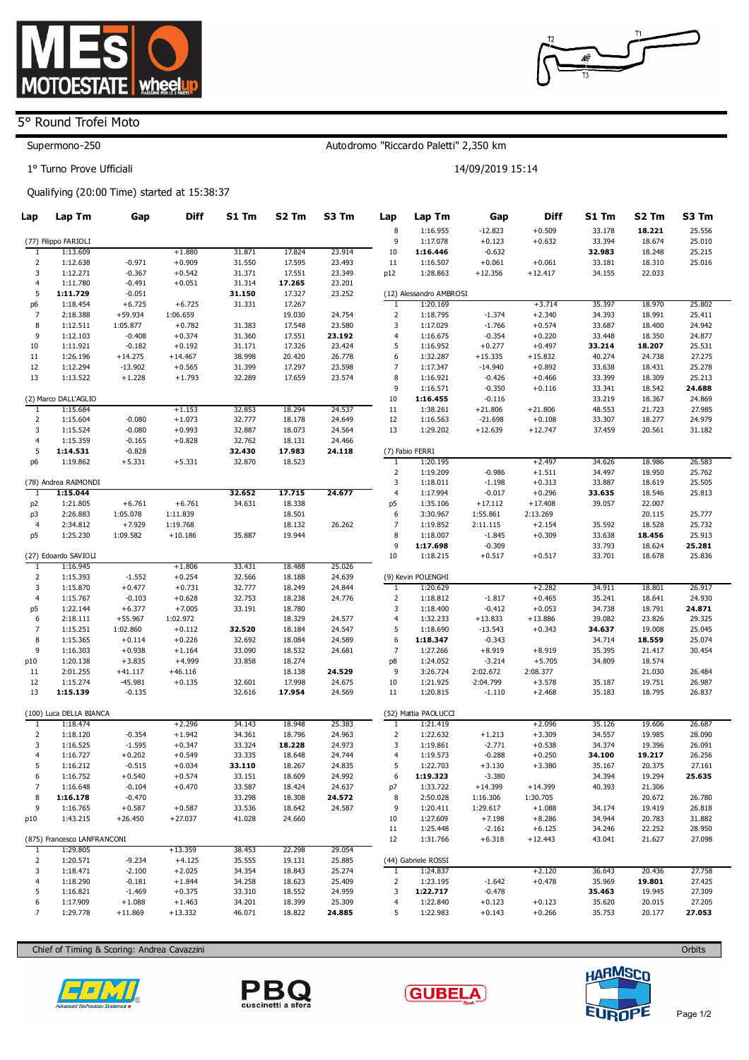# 5° Round Trofei Moto

Supermono-250

Autodromo "Riccardo Paletti" 2,350 km

1° Turno Prove Ufficiali

14/09/2019 15:14

Qualifying (20:00 Time) started at 15:38:37

| Lap | Lap Tm | Gap | Diff | S1 Tm | S2 Tm | S3 Tm |
|---|---|---|---|---|---|---|
| **(77) Filippo FARIOLI** | | | | | | |
| 1 | 1:13.609 | | +1.880 | 31.871 | 17.824 | 23.914 |
| 2 | 1:12.638 | -0.971 | +0.909 | 31.550 | 17.595 | 23.493 |
| 3 | 1:12.271 | -0.367 | +0.542 | 31.371 | 17.551 | 23.349 |
| 4 | 1:11.780 | -0.491 | +0.051 | 31.314 | **17.265** | 23.201 |
| 5 | **1:11.729** | -0.051 | | **31.150** | 17.327 | 23.252 |
| p6 | 1:18.454 | +6.725 | +6.725 | 31.331 | 17.267 | |
| 7 | 2:18.388 | +59.934 | 1:06.659 | | 19.030 | 24.754 |
| 8 | 1:12.511 | 1:05.877 | +0.782 | 31.383 | 17.548 | 23.580 |
| 9 | 1:12.103 | -0.408 | +0.374 | 31.360 | 17.551 | **23.192** |
| 10 | 1:11.921 | -0.182 | +0.192 | 31.171 | 17.326 | 23.424 |
| 11 | 1:26.196 | +14.275 | +14.467 | 38.998 | 20.420 | 26.778 |
| 12 | 1:12.294 | -13.902 | +0.565 | 31.399 | 17.297 | 23.598 |
| 13 | 1:13.522 | +1.228 | +1.793 | 32.289 | 17.659 | 23.574 |
| **(2) Marco DALL'AGLIO** | | | | | | |
| 1 | 1:15.684 | | +1.153 | 32.853 | 18.294 | 24.537 |
| 2 | 1:15.604 | -0.080 | +1.073 | 32.777 | 18.178 | 24.649 |
| 3 | 1:15.524 | -0.080 | +0.993 | 32.887 | 18.073 | 24.564 |
| 4 | 1:15.359 | -0.165 | +0.828 | 32.762 | 18.131 | 24.466 |
| 5 | **1:14.531** | -0.828 | | **32.430** | **17.983** | **24.118** |
| p6 | 1:19.862 | +5.331 | +5.331 | 32.870 | 18.523 | |
| **(78) Andrea RAIMONDI** | | | | | | |
| 1 | **1:15.044** | | | **32.652** | **17.715** | **24.677** |
| p2 | 1:21.805 | +6.761 | +6.761 | 34.631 | 18.338 | |
| p3 | 2:26.883 | 1:05.078 | 1:11.839 | | 18.501 | |
| 4 | 2:34.812 | +7.929 | 1:19.768 | | 18.132 | 26.262 |
| p5 | 1:25.230 | 1:09.582 | +10.186 | 35.887 | 19.944 | |
| **(27) Edoardo SAVIOLI** | | | | | | |
| 1 | 1:16.945 | | +1.806 | 33.431 | 18.488 | 25.026 |
| 2 | 1:15.393 | -1.552 | +0.254 | 32.566 | 18.188 | 24.639 |
| 3 | 1:15.870 | +0.477 | +0.731 | 32.777 | 18.249 | 24.844 |
| 4 | 1:15.767 | -0.103 | +0.628 | 32.753 | 18.238 | 24.776 |
| p5 | 1:22.144 | +6.377 | +7.005 | 33.191 | 18.780 | |
| 6 | 2:18.111 | +55.967 | 1:02.972 | | 18.329 | 24.577 |
| 7 | 1:15.251 | 1:02.860 | +0.112 | **32.520** | 18.184 | 24.547 |
| 8 | 1:15.365 | +0.114 | +0.226 | 32.692 | 18.084 | 24.589 |
| 9 | 1:16.303 | +0.938 | +1.164 | 33.090 | 18.532 | 24.681 |
| p10 | 1:20.138 | +3.835 | +4.999 | 33.858 | 18.274 | |
| 11 | 2:01.255 | +41.117 | +46.116 | | 18.138 | **24.529** |
| 12 | 1:15.274 | -45.981 | +0.135 | 32.601 | 17.998 | 24.675 |
| 13 | **1:15.139** | -0.135 | | 32.616 | **17.954** | 24.569 |
| **(100) Luca DELLA BIANCA** | | | | | | |
| 1 | 1:18.474 | | +2.296 | 34.143 | 18.948 | 25.383 |
| 2 | 1:18.120 | -0.354 | +1.942 | 34.361 | 18.796 | 24.963 |
| 3 | 1:16.525 | -1.595 | +0.347 | 33.324 | **18.228** | 24.973 |
| 4 | 1:16.727 | +0.202 | +0.549 | 33.335 | 18.648 | 24.744 |
| 5 | 1:16.212 | -0.515 | +0.034 | **33.110** | 18.267 | 24.835 |
| 6 | 1:16.752 | +0.540 | +0.574 | 33.151 | 18.609 | 24.992 |
| 7 | 1:16.648 | -0.104 | +0.470 | 33.587 | 18.424 | 24.637 |
| 8 | **1:16.178** | -0.470 | | 33.298 | 18.308 | **24.572** |
| 9 | 1:16.765 | +0.587 | +0.587 | 33.536 | 18.642 | 24.587 |
| p10 | 1:43.215 | +26.450 | +27.037 | 41.028 | 24.660 | |
| **(875) Francesco LANFRANCONI** | | | | | | |
| 1 | 1:29.805 | | +13.359 | 38.453 | 22.298 | 29.054 |
| 2 | 1:20.571 | -9.234 | +4.125 | 35.555 | 19.131 | 25.885 |
| 3 | 1:18.471 | -2.100 | +2.025 | 34.354 | 18.843 | 25.274 |
| 4 | 1:18.290 | -0.181 | +1.844 | 34.258 | 18.623 | 25.409 |
| 5 | 1:16.821 | -1.469 | +0.375 | 33.310 | 18.552 | 24.959 |
| 6 | 1:17.909 | +1.088 | +1.463 | 34.201 | 18.399 | 25.309 |
| 7 | 1:29.778 | +11.869 | +13.332 | 46.071 | 18.822 | **24.885** |
| 8 | 1:16.955 | -12.823 | +0.509 | 33.178 | **18.221** | 25.556 |
| 9 | 1:17.078 | +0.123 | +0.632 | 33.394 | 18.674 | 25.010 |
| 10 | **1:16.446** | -0.632 | | **32.983** | 18.248 | 25.215 |
| 11 | 1:16.507 | +0.061 | +0.061 | 33.181 | 18.310 | 25.016 |
| p12 | 1:28.863 | +12.356 | +12.417 | 34.155 | 22.033 | |
| **(12) Alessandro AMBROSI** | | | | | | |
| 1 | 1:20.169 | | +3.714 | 35.397 | 18.970 | 25.802 |
| 2 | 1:18.795 | -1.374 | +2.340 | 34.393 | 18.991 | 25.411 |
| 3 | 1:17.029 | -1.766 | +0.574 | 33.687 | 18.400 | 24.942 |
| 4 | 1:16.675 | -0.354 | +0.220 | 33.448 | 18.350 | 24.877 |
| 5 | 1:16.952 | +0.277 | +0.497 | **33.214** | **18.207** | 25.531 |
| 6 | 1:32.287 | +15.335 | +15.832 | 40.274 | 24.738 | 27.275 |
| 7 | 1:17.347 | -14.940 | +0.892 | 33.638 | 18.431 | 25.278 |
| 8 | 1:16.921 | -0.426 | +0.466 | 33.399 | 18.309 | 25.213 |
| 9 | 1:16.571 | -0.350 | +0.116 | 33.341 | 18.542 | **24.688** |
| 10 | **1:16.455** | -0.116 | | 33.219 | 18.367 | 24.869 |
| 11 | 1:38.261 | +21.806 | +21.806 | 48.553 | 21.723 | 27.985 |
| 12 | 1:16.563 | -21.698 | +0.108 | 33.307 | 18.277 | 24.979 |
| 13 | 1:29.202 | +12.639 | +12.747 | 37.459 | 20.561 | 31.182 |
| **(7) Fabio FERRI** | | | | | | |
| 1 | 1:20.195 | | +2.497 | 34.626 | 18.986 | 26.583 |
| 2 | 1:19.209 | -0.986 | +1.511 | 34.497 | 18.950 | 25.762 |
| 3 | 1:18.011 | -1.198 | +0.313 | 33.887 | 18.619 | 25.505 |
| 4 | 1:17.994 | -0.017 | +0.296 | **33.635** | 18.546 | 25.813 |
| p5 | 1:35.106 | +17.112 | +17.408 | 39.057 | 22.007 | |
| 6 | 3:30.967 | 1:55.861 | 2:13.269 | | 20.115 | 25.777 |
| 7 | 1:19.852 | 2:11.115 | +2.154 | 35.592 | 18.528 | 25.732 |
| 8 | 1:18.007 | -1.845 | +0.309 | 33.638 | **18.456** | 25.913 |
| 9 | **1:17.698** | -0.309 | | 33.793 | 18.624 | **25.281** |
| 10 | 1:18.215 | +0.517 | +0.517 | 33.701 | 18.678 | 25.836 |
| **(9) Kevin POLENGHI** | | | | | | |
| 1 | 1:20.629 | | +2.282 | 34.911 | 18.801 | 26.917 |
| 2 | 1:18.812 | -1.817 | +0.465 | 35.241 | 18.641 | 24.930 |
| 3 | 1:18.400 | -0.412 | +0.053 | 34.738 | 18.791 | **24.871** |
| 4 | 1:32.233 | +13.833 | +13.886 | 39.082 | 23.826 | 29.325 |
| 5 | 1:18.690 | -13.543 | +0.343 | **34.637** | 19.008 | 25.045 |
| 6 | **1:18.347** | -0.343 | | 34.714 | **18.559** | 25.074 |
| 7 | 1:27.266 | +8.919 | +8.919 | 35.395 | 21.417 | 30.454 |
| p8 | 1:24.052 | -3.214 | +5.705 | 34.809 | 18.574 | |
| 9 | 3:26.724 | 2:02.672 | 2:08.377 | | 21.030 | 26.484 |
| 10 | 1:21.925 | -2:04.799 | +3.578 | 35.187 | 19.751 | 26.987 |
| 11 | 1:20.815 | -1.110 | +2.468 | 35.183 | 18.795 | 26.837 |
| **(52) Mattia PAOLUCCI** | | | | | | |
| 1 | 1:21.419 | | +2.096 | 35.126 | 19.606 | 26.687 |
| 2 | 1:22.632 | +1.213 | +3.309 | 34.557 | 19.985 | 28.090 |
| 3 | 1:19.861 | -2.771 | +0.538 | 34.374 | 19.396 | 26.091 |
| 4 | 1:19.573 | -0.288 | +0.250 | **34.100** | **19.217** | 26.256 |
| 5 | 1:22.703 | +3.130 | +3.380 | 35.167 | 20.375 | 27.161 |
| 6 | **1:19.323** | -3.380 | | 34.394 | 19.294 | **25.635** |
| p7 | 1:33.722 | +14.399 | +14.399 | 40.393 | 21.306 | |
| 8 | 2:50.028 | 1:16.306 | 1:30.705 | | 20.672 | 26.780 |
| 9 | 1:20.411 | 1:29.617 | +1.088 | 34.174 | 19.419 | 26.818 |
| 10 | 1:27.609 | +7.198 | +8.286 | 34.944 | 20.783 | 31.882 |
| 11 | 1:25.448 | -2.161 | +6.125 | 34.246 | 22.252 | 28.950 |
| 12 | 1:31.766 | +6.318 | +12.443 | 43.041 | 21.627 | 27.098 |
| **(44) Gabriele ROSSI** | | | | | | |
| 1 | 1:24.837 | | +2.120 | 36.643 | 20.436 | 27.758 |
| 2 | 1:23.195 | -1.642 | +0.478 | 35.969 | **19.801** | 27.425 |
| 3 | **1:22.717** | -0.478 | | **35.463** | 19.945 | 27.309 |
| 4 | 1:22.840 | +0.123 | +0.123 | 35.620 | 20.015 | 27.205 |
| 5 | 1:22.983 | +0.143 | +0.266 | 35.753 | 20.177 | **27.053** |

Chief of Timing & Scoring: Andrea Cavazzini

Orbits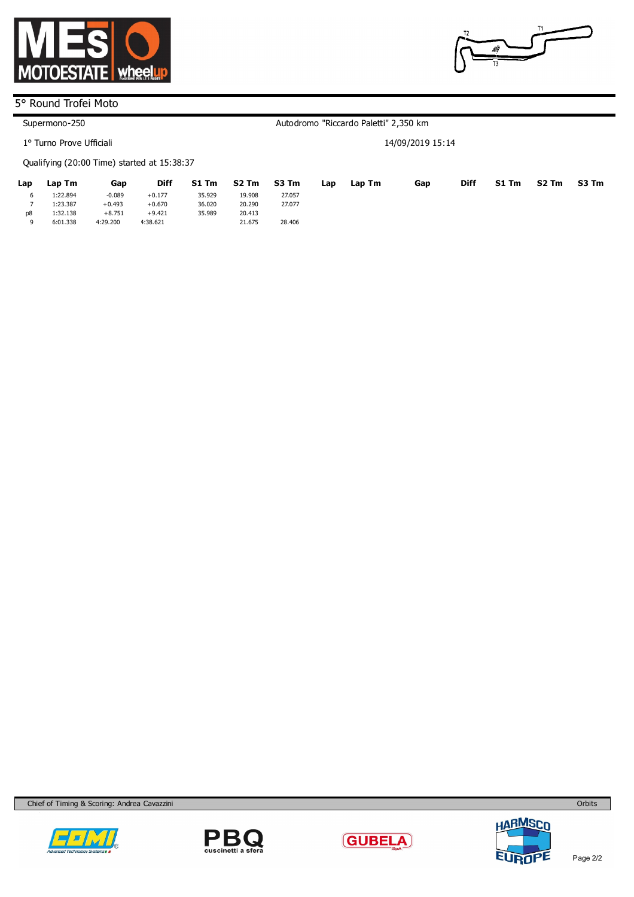5° Round Trofei Moto

Supermono-250

Autodromo "Riccardo Paletti" 2,350 km

1° Turno Prove Ufficiali

14/09/2019 15:14

Qualifying (20:00 Time) started at 15:38:37

| Lap | Lap Tm | Gap | Diff | S1 Tm | S2 Tm | S3 Tm | Lap | Lap Tm | Gap | Diff | S1 Tm | S2 Tm | S3 Tm |
|---|---|---|---|---|---|---|---|---|---|---|---|---|---|
| 6 | 1:22.894 | -0.089 | +0.177 | 35.929 | 19.908 | 27.057 | | | | | | | |
| 7 | 1:23.387 | +0.493 | +0.670 | 36.020 | 20.290 | 27.077 | | | | | | | |
| p8 | 1:32.138 | +8.751 | +9.421 | 35.989 | 20.413 | | | | | | | | |
| 9 | 6:01.338 | 4:29.200 | 4:38.621 | | 21.675 | 28.406 | | | | | | | |

Chief of Timing & Scoring: Andrea Cavazzini

Orbits